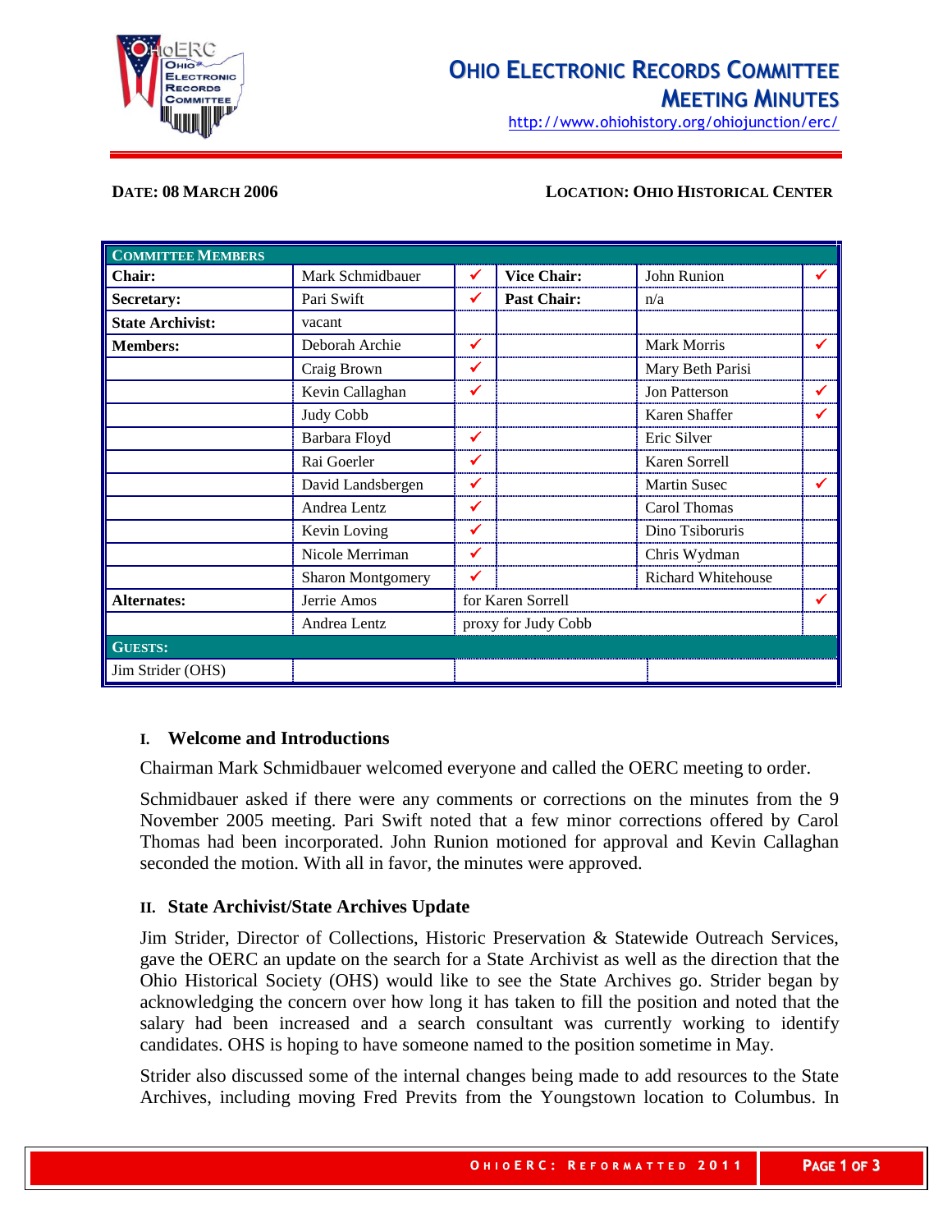# OHIO ELECTRONIC RECORDS COMMITTEE MEETING MINUTES

http://www.ohiohistory.org/ohiojunction/erc/

**DATE: 08 MARCH 2006** **LOCATION: OHIO HISTORICAL CENTER**

| COMMITTEE MEMBERS | | | | | |
|---|---|---|---|---|---|
| **Chair:** | Mark Schmidbauer | ✔ | **Vice Chair:** | John Runion | ✔ |
| **Secretary:** | Pari Swift | ✔ | **Past Chair:** | n/a | |
| **State Archivist:** | vacant | | | | |
| **Members:** | Deborah Archie | ✔ | | Mark Morris | ✔ |
| | Craig Brown | ✔ | | Mary Beth Parisi | |
| | Kevin Callaghan | ✔ | | Jon Patterson | ✔ |
| | Judy Cobb | | | Karen Shaffer | ✔ |
| | Barbara Floyd | ✔ | | Eric Silver | |
| | Rai Goerler | ✔ | | Karen Sorrell | |
| | David Landsbergen | ✔ | | Martin Susec | ✔ |
| | Andrea Lentz | ✔ | | Carol Thomas | |
| | Kevin Loving | ✔ | | Dino Tsiboruris | |
| | Nicole Merriman | ✔ | | Chris Wydman | |
| | Sharon Montgomery | ✔ | | Richard Whitehouse | |
| **Alternates:** | Jerrie Amos | for Karen Sorrell | | | ✔ |
| | Andrea Lentz | proxy for Judy Cobb | | | |
| **GUESTS:** | | | | | |
| Jim Strider (OHS) | | | | | |

## I. Welcome and Introductions

Chairman Mark Schmidbauer welcomed everyone and called the OERC meeting to order.

Schmidbauer asked if there were any comments or corrections on the minutes from the 9 November 2005 meeting. Pari Swift noted that a few minor corrections offered by Carol Thomas had been incorporated. John Runion motioned for approval and Kevin Callaghan seconded the motion. With all in favor, the minutes were approved.

## II. State Archivist/State Archives Update

Jim Strider, Director of Collections, Historic Preservation & Statewide Outreach Services, gave the OERC an update on the search for a State Archivist as well as the direction that the Ohio Historical Society (OHS) would like to see the State Archives go. Strider began by acknowledging the concern over how long it has taken to fill the position and noted that the salary had been increased and a search consultant was currently working to identify candidates. OHS is hoping to have someone named to the position sometime in May.

Strider also discussed some of the internal changes being made to add resources to the State Archives, including moving Fred Previts from the Youngstown location to Columbus. In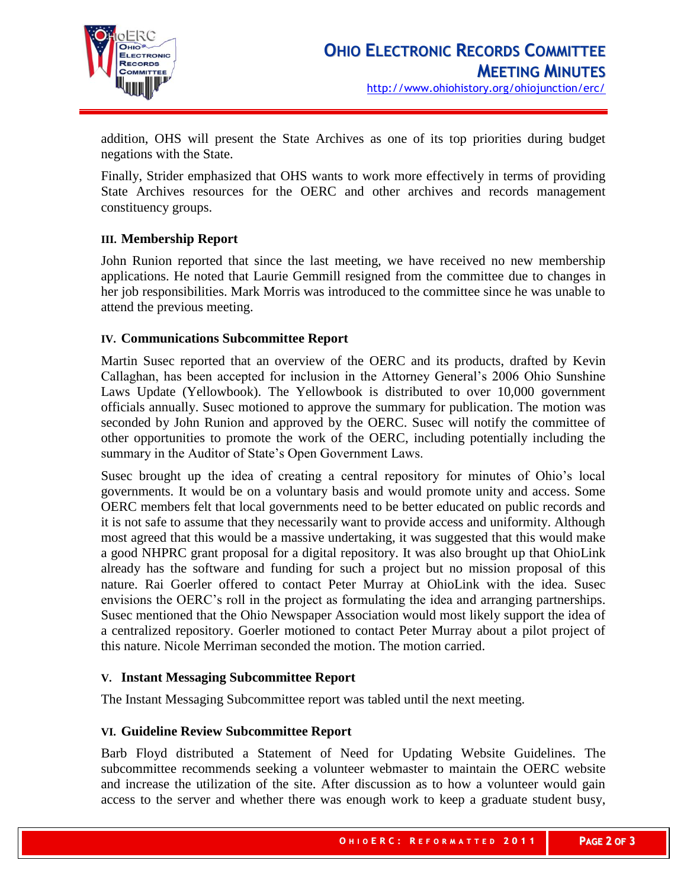addition, OHS will present the State Archives as one of its top priorities during budget negations with the State.

Finally, Strider emphasized that OHS wants to work more effectively in terms of providing State Archives resources for the OERC and other archives and records management constituency groups.

### III. Membership Report

John Runion reported that since the last meeting, we have received no new membership applications. He noted that Laurie Gemmill resigned from the committee due to changes in her job responsibilities. Mark Morris was introduced to the committee since he was unable to attend the previous meeting.

### IV. Communications Subcommittee Report

Martin Susec reported that an overview of the OERC and its products, drafted by Kevin Callaghan, has been accepted for inclusion in the Attorney General's 2006 Ohio Sunshine Laws Update (Yellowbook). The Yellowbook is distributed to over 10,000 government officials annually. Susec motioned to approve the summary for publication. The motion was seconded by John Runion and approved by the OERC. Susec will notify the committee of other opportunities to promote the work of the OERC, including potentially including the summary in the Auditor of State's Open Government Laws.

Susec brought up the idea of creating a central repository for minutes of Ohio's local governments. It would be on a voluntary basis and would promote unity and access. Some OERC members felt that local governments need to be better educated on public records and it is not safe to assume that they necessarily want to provide access and uniformity. Although most agreed that this would be a massive undertaking, it was suggested that this would make a good NHPRC grant proposal for a digital repository. It was also brought up that OhioLink already has the software and funding for such a project but no mission proposal of this nature. Rai Goerler offered to contact Peter Murray at OhioLink with the idea. Susec envisions the OERC's roll in the project as formulating the idea and arranging partnerships. Susec mentioned that the Ohio Newspaper Association would most likely support the idea of a centralized repository. Goerler motioned to contact Peter Murray about a pilot project of this nature. Nicole Merriman seconded the motion. The motion carried.

### V. Instant Messaging Subcommittee Report

The Instant Messaging Subcommittee report was tabled until the next meeting.

### VI. Guideline Review Subcommittee Report

Barb Floyd distributed a Statement of Need for Updating Website Guidelines. The subcommittee recommends seeking a volunteer webmaster to maintain the OERC website and increase the utilization of the site. After discussion as to how a volunteer would gain access to the server and whether there was enough work to keep a graduate student busy,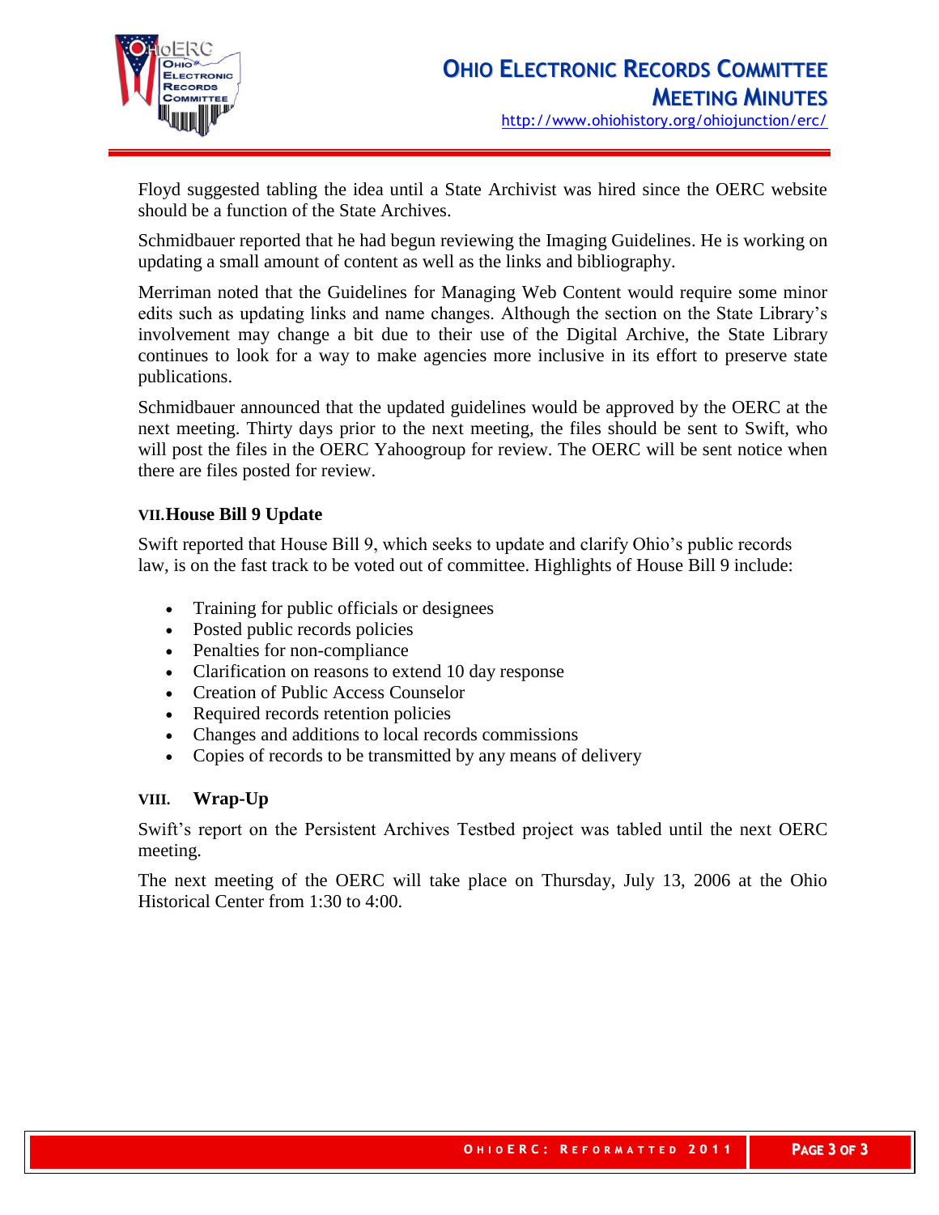Floyd suggested tabling the idea until a State Archivist was hired since the OERC website should be a function of the State Archives.

Schmidbauer reported that he had begun reviewing the Imaging Guidelines. He is working on updating a small amount of content as well as the links and bibliography.

Merriman noted that the Guidelines for Managing Web Content would require some minor edits such as updating links and name changes. Although the section on the State Library's involvement may change a bit due to their use of the Digital Archive, the State Library continues to look for a way to make agencies more inclusive in its effort to preserve state publications.

Schmidbauer announced that the updated guidelines would be approved by the OERC at the next meeting. Thirty days prior to the next meeting, the files should be sent to Swift, who will post the files in the OERC Yahoogroup for review. The OERC will be sent notice when there are files posted for review.

### VII. House Bill 9 Update

Swift reported that House Bill 9, which seeks to update and clarify Ohio's public records law, is on the fast track to be voted out of committee. Highlights of House Bill 9 include:

- Training for public officials or designees
- Posted public records policies
- Penalties for non-compliance
- Clarification on reasons to extend 10 day response
- Creation of Public Access Counselor
- Required records retention policies
- Changes and additions to local records commissions
- Copies of records to be transmitted by any means of delivery

### VIII. Wrap-Up

Swift's report on the Persistent Archives Testbed project was tabled until the next OERC meeting.

The next meeting of the OERC will take place on Thursday, July 13, 2006 at the Ohio Historical Center from 1:30 to 4:00.